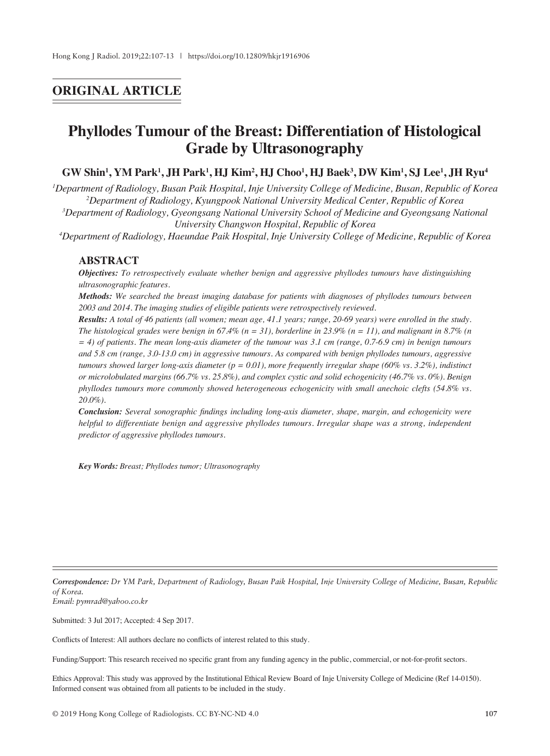## ORIGINAL ARTICLE

# Phyllodes Tumour of the Breast: Differentiation of Histological Grade by Ultrasonography

**GW Shin[1], YM Park[1], JH Park[1], HJ Kim[2], HJ Choo[1], HJ Baek[3], DW Kim[1], SJ Lee[1], JH Ryu[4]**

*[1]Department of Radiology, Busan Paik Hospital, Inje University College of Medicine, Busan, Republic of Korea*
*[2]Department of Radiology, Kyungpook National University Medical Center, Republic of Korea*
*[3]Department of Radiology, Gyeongsang National University School of Medicine and Gyeongsang National University Changwon Hospital, Republic of Korea*
*[4]Department of Radiology, Haeundae Paik Hospital, Inje University College of Medicine, Republic of Korea*

## ABSTRACT

***Objectives:*** *To retrospectively evaluate whether benign and aggressive phyllodes tumours have distinguishing ultrasonographic features.*

***Methods:*** *We searched the breast imaging database for patients with diagnoses of phyllodes tumours between 2003 and 2014. The imaging studies of eligible patients were retrospectively reviewed.*

***Results:*** *A total of 46 patients (all women; mean age, 41.1 years; range, 20-69 years) were enrolled in the study. The histological grades were benign in 67.4% (n = 31), borderline in 23.9% (n = 11), and malignant in 8.7% (n = 4) of patients. The mean long-axis diameter of the tumour was 3.1 cm (range, 0.7-6.9 cm) in benign tumours and 5.8 cm (range, 3.0-13.0 cm) in aggressive tumours. As compared with benign phyllodes tumours, aggressive tumours showed larger long-axis diameter (p = 0.01), more frequently irregular shape (60% vs. 3.2%), indistinct or microlobulated margins (66.7% vs. 25.8%), and complex cystic and solid echogenicity (46.7% vs. 0%). Benign phyllodes tumours more commonly showed heterogeneous echogenicity with small anechoic clefts (54.8% vs. 20.0%).*

***Conclusion:*** *Several sonographic findings including long-axis diameter, shape, margin, and echogenicity were helpful to differentiate benign and aggressive phyllodes tumours. Irregular shape was a strong, independent predictor of aggressive phyllodes tumours.*

***Key Words:*** *Breast; Phyllodes tumor; Ultrasonography*

---

***Correspondence:*** *Dr YM Park, Department of Radiology, Busan Paik Hospital, Inje University College of Medicine, Busan, Republic of Korea.*
*Email: pymrad@yahoo.co.kr*

Submitted: 3 Jul 2017; Accepted: 4 Sep 2017.

Conflicts of Interest: All authors declare no conflicts of interest related to this study.

Funding/Support: This research received no specific grant from any funding agency in the public, commercial, or not-for-profit sectors.

Ethics Approval: This study was approved by the Institutional Ethical Review Board of Inje University College of Medicine (Ref 14-0150). Informed consent was obtained from all patients to be included in the study.

© 2019 Hong Kong College of Radiologists. CC BY-NC-ND 4.0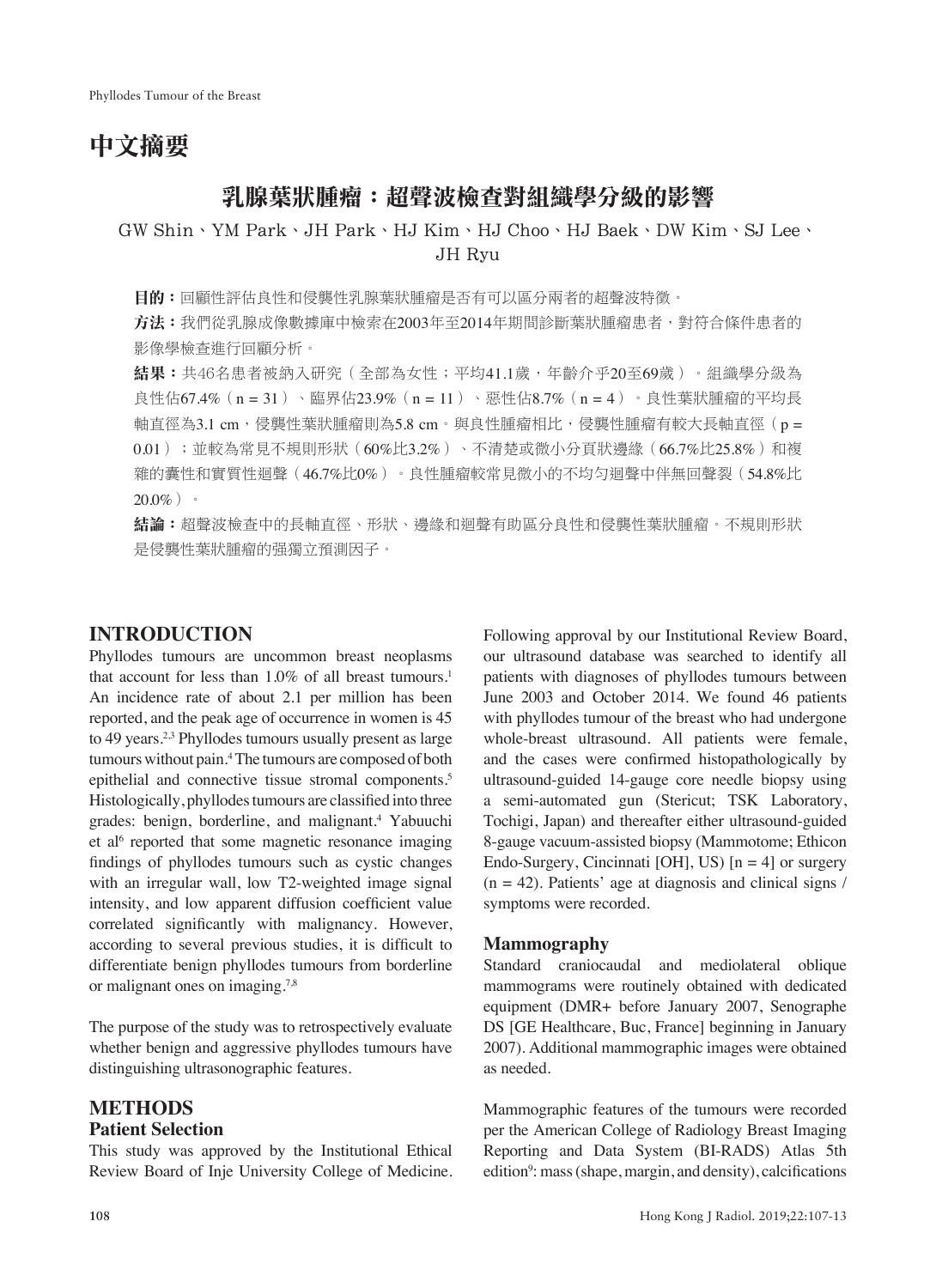# 中文摘要

## 乳腺葉狀腫瘤：超聲波檢查對組織學分級的影響

GW Shin、YM Park、JH Park、HJ Kim、HJ Choo、HJ Baek、DW Kim、SJ Lee、JH Ryu

**目的：**回顧性評估良性和侵襲性乳腺葉狀腫瘤是否有可以區分兩者的超聲波特徵。

**方法：**我們從乳腺成像數據庫中檢索在2003年至2014年期間診斷葉狀腫瘤患者，對符合條件患者的影像學檢查進行回顧分析。

**結果：**共46名患者被納入研究（全部為女性；平均41.1歲，年齡介乎20至69歲）。組織學分級為良性佔67.4%（n = 31）、臨界佔23.9%（n = 11）、惡性佔8.7%（n = 4）。良性葉狀腫瘤的平均長軸直徑為3.1 cm，侵襲性葉狀腫瘤則為5.8 cm。與良性腫瘤相比，侵襲性腫瘤有較大長軸直徑（p = 0.01）；並較為常見不規則形狀（60%比3.2%）、不清楚或微小分頁狀邊緣（66.7%比25.8%）和複雜的囊性和實質性迴聲（46.7%比0%）。良性腫瘤較常見微小的不均勻迴聲中伴無回聲裂（54.8%比20.0%）。

**結論：**超聲波檢查中的長軸直徑、形狀、邊緣和迴聲有助區分良性和侵襲性葉狀腫瘤。不規則形狀是侵襲性葉狀腫瘤的強獨立預測因子。

## INTRODUCTION

Phyllodes tumours are uncommon breast neoplasms that account for less than 1.0% of all breast tumours.[1] An incidence rate of about 2.1 per million has been reported, and the peak age of occurrence in women is 45 to 49 years.[2,3] Phyllodes tumours usually present as large tumours without pain.[4] The tumours are composed of both epithelial and connective tissue stromal components.[5] Histologically, phyllodes tumours are classified into three grades: benign, borderline, and malignant.[4] Yabuuchi et al[6] reported that some magnetic resonance imaging findings of phyllodes tumours such as cystic changes with an irregular wall, low T2-weighted image signal intensity, and low apparent diffusion coefficient value correlated significantly with malignancy. However, according to several previous studies, it is difficult to differentiate benign phyllodes tumours from borderline or malignant ones on imaging.[7,8]

The purpose of the study was to retrospectively evaluate whether benign and aggressive phyllodes tumours have distinguishing ultrasonographic features.

## METHODS

### Patient Selection

This study was approved by the Institutional Ethical Review Board of Inje University College of Medicine. Following approval by our Institutional Review Board, our ultrasound database was searched to identify all patients with diagnoses of phyllodes tumours between June 2003 and October 2014. We found 46 patients with phyllodes tumour of the breast who had undergone whole-breast ultrasound. All patients were female, and the cases were confirmed histopathologically by ultrasound-guided 14-gauge core needle biopsy using a semi-automated gun (Stericut; TSK Laboratory, Tochigi, Japan) and thereafter either ultrasound-guided 8-gauge vacuum-assisted biopsy (Mammotome; Ethicon Endo-Surgery, Cincinnati [OH], US) [n = 4] or surgery (n = 42). Patients' age at diagnosis and clinical signs / symptoms were recorded.

### Mammography

Standard craniocaudal and mediolateral oblique mammograms were routinely obtained with dedicated equipment (DMR+ before January 2007, Senographe DS [GE Healthcare, Buc, France] beginning in January 2007). Additional mammographic images were obtained as needed.

Mammographic features of the tumours were recorded per the American College of Radiology Breast Imaging Reporting and Data System (BI-RADS) Atlas 5th edition[9]: mass (shape, margin, and density), calcifications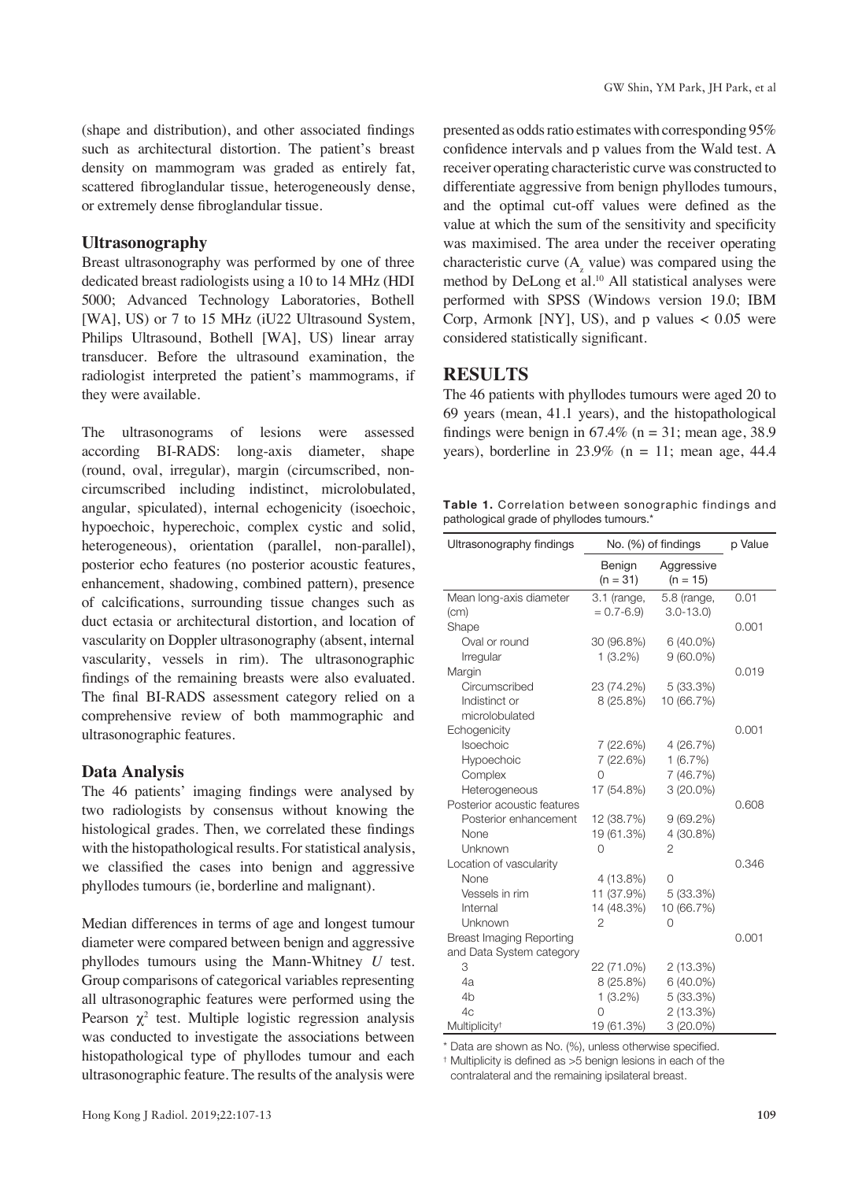(shape and distribution), and other associated findings such as architectural distortion. The patient's breast density on mammogram was graded as entirely fat, scattered fibroglandular tissue, heterogeneously dense, or extremely dense fibroglandular tissue.

## Ultrasonography

Breast ultrasonography was performed by one of three dedicated breast radiologists using a 10 to 14 MHz (HDI 5000; Advanced Technology Laboratories, Bothell [WA], US) or 7 to 15 MHz (iU22 Ultrasound System, Philips Ultrasound, Bothell [WA], US) linear array transducer. Before the ultrasound examination, the radiologist interpreted the patient's mammograms, if they were available.

The ultrasonograms of lesions were assessed according BI-RADS: long-axis diameter, shape (round, oval, irregular), margin (circumscribed, non-circumscribed including indistinct, microlobulated, angular, spiculated), internal echogenicity (isoechoic, hypoechoic, hyperechoic, complex cystic and solid, heterogeneous), orientation (parallel, non-parallel), posterior echo features (no posterior acoustic features, enhancement, shadowing, combined pattern), presence of calcifications, surrounding tissue changes such as duct ectasia or architectural distortion, and location of vascularity on Doppler ultrasonography (absent, internal vascularity, vessels in rim). The ultrasonographic findings of the remaining breasts were also evaluated. The final BI-RADS assessment category relied on a comprehensive review of both mammographic and ultrasonographic features.

## Data Analysis

The 46 patients' imaging findings were analysed by two radiologists by consensus without knowing the histological grades. Then, we correlated these findings with the histopathological results. For statistical analysis, we classified the cases into benign and aggressive phyllodes tumours (ie, borderline and malignant).

Median differences in terms of age and longest tumour diameter were compared between benign and aggressive phyllodes tumours using the Mann-Whitney *U* test. Group comparisons of categorical variables representing all ultrasonographic features were performed using the Pearson $\chi^2$ test. Multiple logistic regression analysis was conducted to investigate the associations between histopathological type of phyllodes tumour and each ultrasonographic feature. The results of the analysis were presented as odds ratio estimates with corresponding 95% confidence intervals and p values from the Wald test. A receiver operating characteristic curve was constructed to differentiate aggressive from benign phyllodes tumours, and the optimal cut-off values were defined as the value at which the sum of the sensitivity and specificity was maximised. The area under the receiver operating characteristic curve ($A_z$ value) was compared using the method by DeLong et al.[10] All statistical analyses were performed with SPSS (Windows version 19.0; IBM Corp, Armonk [NY], US), and p values < 0.05 were considered statistically significant.

# RESULTS

The 46 patients with phyllodes tumours were aged 20 to 69 years (mean, 41.1 years), and the histopathological findings were benign in 67.4% (n = 31; mean age, 38.9 years), borderline in 23.9% (n = 11; mean age, 44.4

**Table 1.** Correlation between sonographic findings and pathological grade of phyllodes tumours.*

| Ultrasonography findings | No. (%) of findings | | p Value |
|---|---|---|---|
| | Benign (n = 31) | Aggressive (n = 15) | |
| Mean long-axis diameter (cm) | 3.1 (range, = 0.7-6.9) | 5.8 (range, 3.0-13.0) | 0.01 |
| Shape | | | 0.001 |
| Oval or round | 30 (96.8%) | 6 (40.0%) | |
| Irregular | 1 (3.2%) | 9 (60.0%) | |
| Margin | | | 0.019 |
| Circumscribed | 23 (74.2%) | 5 (33.3%) | |
| Indistinct or microlobulated | 8 (25.8%) | 10 (66.7%) | |
| Echogenicity | | | 0.001 |
| Isoechoic | 7 (22.6%) | 4 (26.7%) | |
| Hypoechoic | 7 (22.6%) | 1 (6.7%) | |
| Complex | 0 | 7 (46.7%) | |
| Heterogeneous | 17 (54.8%) | 3 (20.0%) | |
| Posterior acoustic features | | | 0.608 |
| Posterior enhancement | 12 (38.7%) | 9 (69.2%) | |
| None | 19 (61.3%) | 4 (30.8%) | |
| Unknown | 0 | 2 | |
| Location of vascularity | | | 0.346 |
| None | 4 (13.8%) | 0 | |
| Vessels in rim | 11 (37.9%) | 5 (33.3%) | |
| Internal | 14 (48.3%) | 10 (66.7%) | |
| Unknown | 2 | 0 | |
| Breast Imaging Reporting and Data System category | | | 0.001 |
| 3 | 22 (71.0%) | 2 (13.3%) | |
| 4a | 8 (25.8%) | 6 (40.0%) | |
| 4b | 1 (3.2%) | 5 (33.3%) | |
| 4c | 0 | 2 (13.3%) | |
| Multiplicity† | 19 (61.3%) | 3 (20.0%) | |

\* Data are shown as No. (%), unless otherwise specified.

† Multiplicity is defined as >5 benign lesions in each of the contralateral and the remaining ipsilateral breast.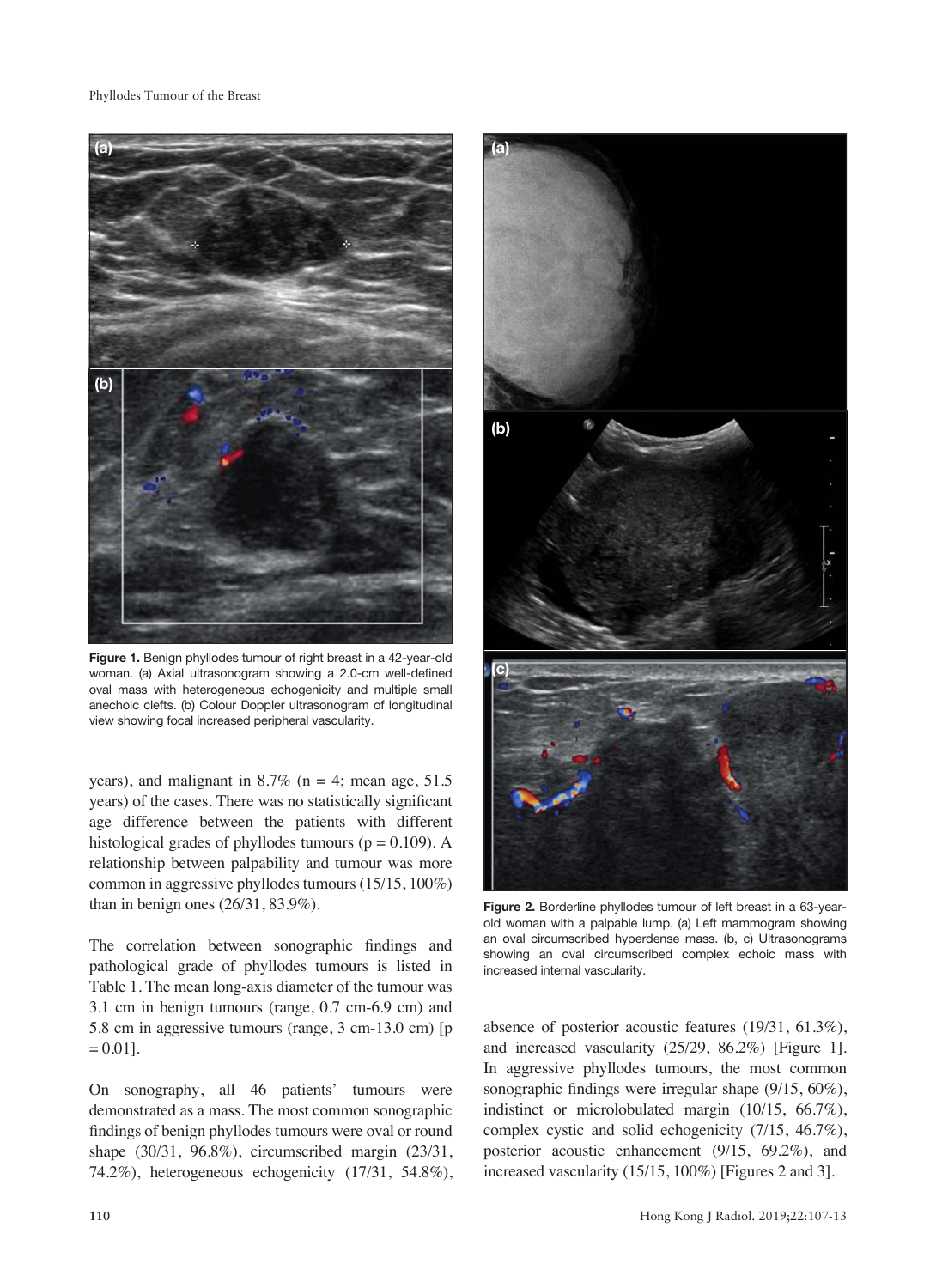**Figure 1.** Benign phyllodes tumour of right breast in a 42-year-old woman. (a) Axial ultrasonogram showing a 2.0-cm well-defined oval mass with heterogeneous echogenicity and multiple small anechoic clefts. (b) Colour Doppler ultrasonogram of longitudinal view showing focal increased peripheral vascularity.

years), and malignant in 8.7% (n = 4; mean age, 51.5 years) of the cases. There was no statistically significant age difference between the patients with different histological grades of phyllodes tumours (p = 0.109). A relationship between palpability and tumour was more common in aggressive phyllodes tumours (15/15, 100%) than in benign ones (26/31, 83.9%).

The correlation between sonographic findings and pathological grade of phyllodes tumours is listed in Table 1. The mean long-axis diameter of the tumour was 3.1 cm in benign tumours (range, 0.7 cm-6.9 cm) and 5.8 cm in aggressive tumours (range, 3 cm-13.0 cm) [p = 0.01].

On sonography, all 46 patients' tumours were demonstrated as a mass. The most common sonographic findings of benign phyllodes tumours were oval or round shape (30/31, 96.8%), circumscribed margin (23/31, 74.2%), heterogeneous echogenicity (17/31, 54.8%), absence of posterior acoustic features (19/31, 61.3%), and increased vascularity (25/29, 86.2%) [Figure 1]. In aggressive phyllodes tumours, the most common sonographic findings were irregular shape (9/15, 60%), indistinct or microlobulated margin (10/15, 66.7%), complex cystic and solid echogenicity (7/15, 46.7%), posterior acoustic enhancement (9/15, 69.2%), and increased vascularity (15/15, 100%) [Figures 2 and 3].

**Figure 2.** Borderline phyllodes tumour of left breast in a 63-year-old woman with a palpable lump. (a) Left mammogram showing an oval circumscribed hyperdense mass. (b, c) Ultrasonograms showing an oval circumscribed complex echoic mass with increased internal vascularity.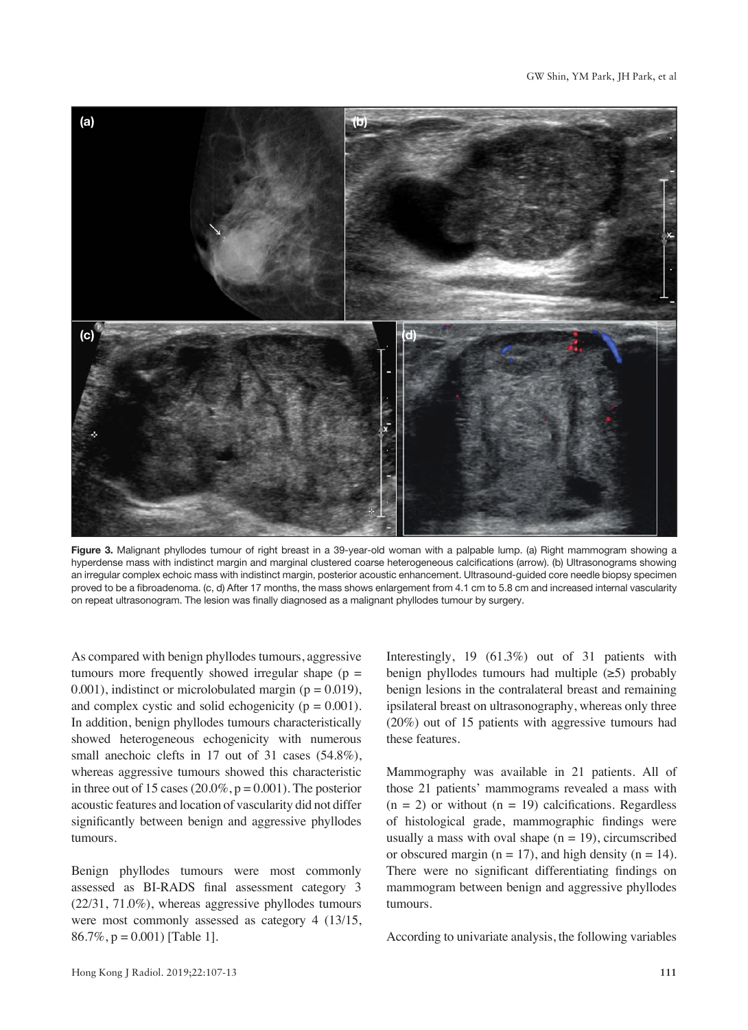**Figure 3.** Malignant phyllodes tumour of right breast in a 39-year-old woman with a palpable lump. (a) Right mammogram showing a hyperdense mass with indistinct margin and marginal clustered coarse heterogeneous calcifications (arrow). (b) Ultrasonograms showing an irregular complex echoic mass with indistinct margin, posterior acoustic enhancement. Ultrasound-guided core needle biopsy specimen proved to be a fibroadenoma. (c, d) After 17 months, the mass shows enlargement from 4.1 cm to 5.8 cm and increased internal vascularity on repeat ultrasonogram. The lesion was finally diagnosed as a malignant phyllodes tumour by surgery.

As compared with benign phyllodes tumours, aggressive tumours more frequently showed irregular shape ($p = 0.001$), indistinct or microlobulated margin ($p = 0.019$), and complex cystic and solid echogenicity ($p = 0.001$). In addition, benign phyllodes tumours characteristically showed heterogeneous echogenicity with numerous small anechoic clefts in 17 out of 31 cases (54.8%), whereas aggressive tumours showed this characteristic in three out of 15 cases (20.0%, $p = 0.001$). The posterior acoustic features and location of vascularity did not differ significantly between benign and aggressive phyllodes tumours.

Benign phyllodes tumours were most commonly assessed as BI-RADS final assessment category 3 (22/31, 71.0%), whereas aggressive phyllodes tumours were most commonly assessed as category 4 (13/15, 86.7%, $p = 0.001$) [Table 1].

Interestingly, 19 (61.3%) out of 31 patients with benign phyllodes tumours had multiple (≥5) probably benign lesions in the contralateral breast and remaining ipsilateral breast on ultrasonography, whereas only three (20%) out of 15 patients with aggressive tumours had these features.

Mammography was available in 21 patients. All of those 21 patients' mammograms revealed a mass with ($n = 2$) or without ($n = 19$) calcifications. Regardless of histological grade, mammographic findings were usually a mass with oval shape ($n = 19$), circumscribed or obscured margin ($n = 17$), and high density ($n = 14$). There were no significant differentiating findings on mammogram between benign and aggressive phyllodes tumours.

According to univariate analysis, the following variables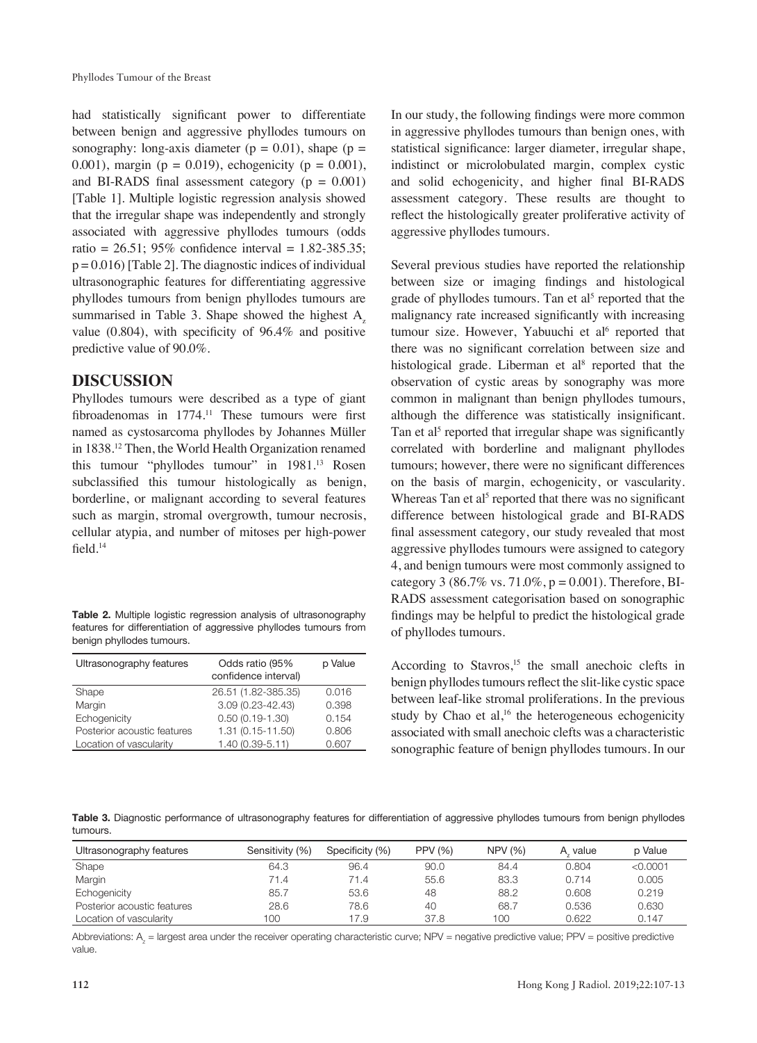had statistically significant power to differentiate between benign and aggressive phyllodes tumours on sonography: long-axis diameter (p = 0.01), shape (p = 0.001), margin (p = 0.019), echogenicity (p = 0.001), and BI-RADS final assessment category (p = 0.001) [Table 1]. Multiple logistic regression analysis showed that the irregular shape was independently and strongly associated with aggressive phyllodes tumours (odds ratio = 26.51; 95% confidence interval = 1.82-385.35; p = 0.016) [Table 2]. The diagnostic indices of individual ultrasonographic features for differentiating aggressive phyllodes tumours from benign phyllodes tumours are summarised in Table 3. Shape showed the highest $A_z$ value (0.804), with specificity of 96.4% and positive predictive value of 90.0%.

## DISCUSSION

Phyllodes tumours were described as a type of giant fibroadenomas in 1774.[11] These tumours were first named as cystosarcoma phyllodes by Johannes Müller in 1838.[12] Then, the World Health Organization renamed this tumour "phyllodes tumour" in 1981.[13] Rosen subclassified this tumour histologically as benign, borderline, or malignant according to several features such as margin, stromal overgrowth, tumour necrosis, cellular atypia, and number of mitoses per high-power field.[14]

**Table 2.** Multiple logistic regression analysis of ultrasonography features for differentiation of aggressive phyllodes tumours from benign phyllodes tumours.

| Ultrasonography features | Odds ratio (95% confidence interval) | p Value |
|---|---|---|
| Shape | 26.51 (1.82-385.35) | 0.016 |
| Margin | 3.09 (0.23-42.43) | 0.398 |
| Echogenicity | 0.50 (0.19-1.30) | 0.154 |
| Posterior acoustic features | 1.31 (0.15-11.50) | 0.806 |
| Location of vascularity | 1.40 (0.39-5.11) | 0.607 |

In our study, the following findings were more common in aggressive phyllodes tumours than benign ones, with statistical significance: larger diameter, irregular shape, indistinct or microlobulated margin, complex cystic and solid echogenicity, and higher final BI-RADS assessment category. These results are thought to reflect the histologically greater proliferative activity of aggressive phyllodes tumours.

Several previous studies have reported the relationship between size or imaging findings and histological grade of phyllodes tumours. Tan et al[5] reported that the malignancy rate increased significantly with increasing tumour size. However, Yabuuchi et al[6] reported that there was no significant correlation between size and histological grade. Liberman et al[8] reported that the observation of cystic areas by sonography was more common in malignant than benign phyllodes tumours, although the difference was statistically insignificant. Tan et al[5] reported that irregular shape was significantly correlated with borderline and malignant phyllodes tumours; however, there were no significant differences on the basis of margin, echogenicity, or vascularity. Whereas Tan et al[5] reported that there was no significant difference between histological grade and BI-RADS final assessment category, our study revealed that most aggressive phyllodes tumours were assigned to category 4, and benign tumours were most commonly assigned to category 3 (86.7% vs. 71.0%, p = 0.001). Therefore, BI-RADS assessment categorisation based on sonographic findings may be helpful to predict the histological grade of phyllodes tumours.

According to Stavros,[15] the small anechoic clefts in benign phyllodes tumours reflect the slit-like cystic space between leaf-like stromal proliferations. In the previous study by Chao et al,[16] the heterogeneous echogenicity associated with small anechoic clefts was a characteristic sonographic feature of benign phyllodes tumours. In our

**Table 3.** Diagnostic performance of ultrasonography features for differentiation of aggressive phyllodes tumours from benign phyllodes tumours.

| Ultrasonography features | Sensitivity (%) | Specificity (%) | PPV (%) | NPV (%) | $A_z$ value | p Value |
|---|---|---|---|---|---|---|
| Shape | 64.3 | 96.4 | 90.0 | 84.4 | 0.804 | <0.0001 |
| Margin | 71.4 | 71.4 | 55.6 | 83.3 | 0.714 | 0.005 |
| Echogenicity | 85.7 | 53.6 | 48 | 88.2 | 0.608 | 0.219 |
| Posterior acoustic features | 28.6 | 78.6 | 40 | 68.7 | 0.536 | 0.630 |
| Location of vascularity | 100 | 17.9 | 37.8 | 100 | 0.622 | 0.147 |

Abbreviations: $A_z$ = largest area under the receiver operating characteristic curve; NPV = negative predictive value; PPV = positive predictive value.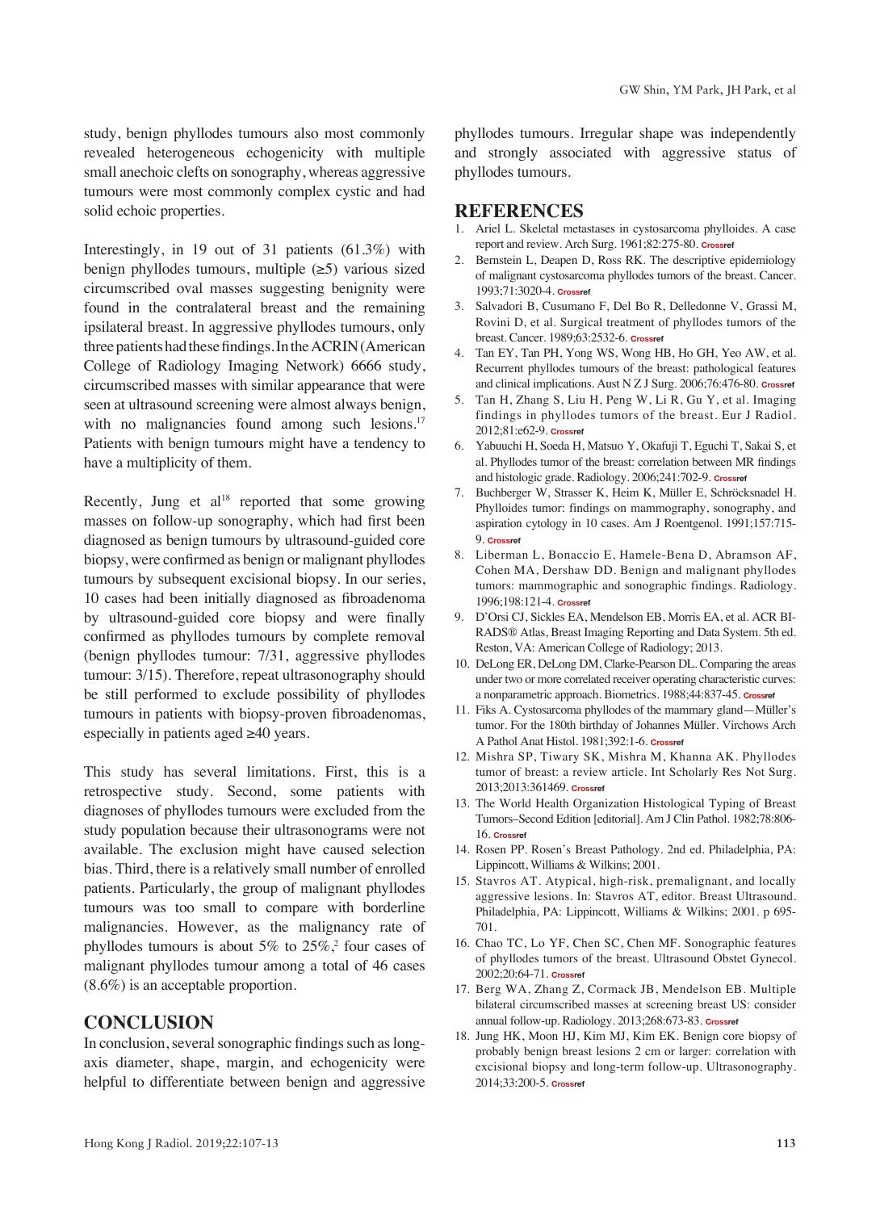study, benign phyllodes tumours also most commonly revealed heterogeneous echogenicity with multiple small anechoic clefts on sonography, whereas aggressive tumours were most commonly complex cystic and had solid echoic properties.

Interestingly, in 19 out of 31 patients (61.3%) with benign phyllodes tumours, multiple (≥5) various sized circumscribed oval masses suggesting benignity were found in the contralateral breast and the remaining ipsilateral breast. In aggressive phyllodes tumours, only three patients had these findings. In the ACRIN (American College of Radiology Imaging Network) 6666 study, circumscribed masses with similar appearance that were seen at ultrasound screening were almost always benign, with no malignancies found among such lesions.[17] Patients with benign tumours might have a tendency to have a multiplicity of them.

Recently, Jung et al[18] reported that some growing masses on follow-up sonography, which had first been diagnosed as benign tumours by ultrasound-guided core biopsy, were confirmed as benign or malignant phyllodes tumours by subsequent excisional biopsy. In our series, 10 cases had been initially diagnosed as fibroadenoma by ultrasound-guided core biopsy and were finally confirmed as phyllodes tumours by complete removal (benign phyllodes tumour: 7/31, aggressive phyllodes tumour: 3/15). Therefore, repeat ultrasonography should be still performed to exclude possibility of phyllodes tumours in patients with biopsy-proven fibroadenomas, especially in patients aged ≥40 years.

This study has several limitations. First, this is a retrospective study. Second, some patients with diagnoses of phyllodes tumours were excluded from the study population because their ultrasonograms were not available. The exclusion might have caused selection bias. Third, there is a relatively small number of enrolled patients. Particularly, the group of malignant phyllodes tumours was too small to compare with borderline malignancies. However, as the malignancy rate of phyllodes tumours is about 5% to 25%,[2] four cases of malignant phyllodes tumour among a total of 46 cases (8.6%) is an acceptable proportion.

## CONCLUSION

In conclusion, several sonographic findings such as long-axis diameter, shape, margin, and echogenicity were helpful to differentiate between benign and aggressive phyllodes tumours. Irregular shape was independently and strongly associated with aggressive status of phyllodes tumours.

## REFERENCES

1. Ariel L. Skeletal metastases in cystosarcoma phylloides. A case report and review. Arch Surg. 1961;82:275-80. Crossref
2. Bernstein L, Deapen D, Ross RK. The descriptive epidemiology of malignant cystosarcoma phyllodes tumors of the breast. Cancer. 1993;71:3020-4. Crossref
3. Salvadori B, Cusumano F, Del Bo R, Delledonne V, Grassi M, Rovini D, et al. Surgical treatment of phyllodes tumors of the breast. Cancer. 1989;63:2532-6. Crossref
4. Tan EY, Tan PH, Yong WS, Wong HB, Ho GH, Yeo AW, et al. Recurrent phyllodes tumours of the breast: pathological features and clinical implications. Aust N Z J Surg. 2006;76:476-80. Crossref
5. Tan H, Zhang S, Liu H, Peng W, Li R, Gu Y, et al. Imaging findings in phyllodes tumors of the breast. Eur J Radiol. 2012;81:e62-9. Crossref
6. Yabuuchi H, Soeda H, Matsuo Y, Okafuji T, Eguchi T, Sakai S, et al. Phyllodes tumor of the breast: correlation between MR findings and histologic grade. Radiology. 2006;241:702-9. Crossref
7. Buchberger W, Strasser K, Heim K, Müller E, Schröcksnadel H. Phylloides tumor: findings on mammography, sonography, and aspiration cytology in 10 cases. Am J Roentgenol. 1991;157:715-9. Crossref
8. Liberman L, Bonaccio E, Hamele-Bena D, Abramson AF, Cohen MA, Dershaw DD. Benign and malignant phyllodes tumors: mammographic and sonographic findings. Radiology. 1996;198:121-4. Crossref
9. D'Orsi CJ, Sickles EA, Mendelson EB, Morris EA, et al. ACR BI-RADS® Atlas, Breast Imaging Reporting and Data System. 5th ed. Reston, VA: American College of Radiology; 2013.
10. DeLong ER, DeLong DM, Clarke-Pearson DL. Comparing the areas under two or more correlated receiver operating characteristic curves: a nonparametric approach. Biometrics. 1988;44:837-45. Crossref
11. Fiks A. Cystosarcoma phyllodes of the mammary gland—Müller's tumor. For the 180th birthday of Johannes Müller. Virchows Arch A Pathol Anat Histol. 1981;392:1-6. Crossref
12. Mishra SP, Tiwary SK, Mishra M, Khanna AK. Phyllodes tumor of breast: a review article. Int Scholarly Res Not Surg. 2013;2013:361469. Crossref
13. The World Health Organization Histological Typing of Breast Tumors–Second Edition [editorial]. Am J Clin Pathol. 1982;78:806-16. Crossref
14. Rosen PP. Rosen's Breast Pathology. 2nd ed. Philadelphia, PA: Lippincott, Williams & Wilkins; 2001.
15. Stavros AT. Atypical, high-risk, premalignant, and locally aggressive lesions. In: Stavros AT, editor. Breast Ultrasound. Philadelphia, PA: Lippincott, Williams & Wilkins; 2001. p 695-701.
16. Chao TC, Lo YF, Chen SC, Chen MF. Sonographic features of phyllodes tumors of the breast. Ultrasound Obstet Gynecol. 2002;20:64-71. Crossref
17. Berg WA, Zhang Z, Cormack JB, Mendelson EB. Multiple bilateral circumscribed masses at screening breast US: consider annual follow-up. Radiology. 2013;268:673-83. Crossref
18. Jung HK, Moon HJ, Kim MJ, Kim EK. Benign core biopsy of probably benign breast lesions 2 cm or larger: correlation with excisional biopsy and long-term follow-up. Ultrasonography. 2014;33:200-5. Crossref